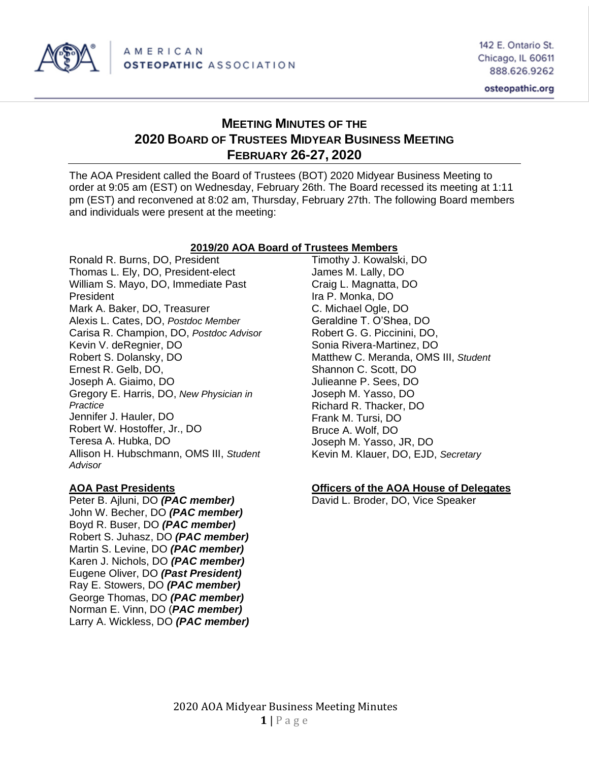AMERICAN OSTEOPATHIC ASSOCIATION

142 E. Ontario St.
Chicago, IL 60611
888.626.9262

osteopathic.org

# MEETING MINUTES OF THE 2020 BOARD OF TRUSTEES MIDYEAR BUSINESS MEETING FEBRUARY 26-27, 2020

The AOA President called the Board of Trustees (BOT) 2020 Midyear Business Meeting to order at 9:05 am (EST) on Wednesday, February 26th. The Board recessed its meeting at 1:11 pm (EST) and reconvened at 8:02 am, Thursday, February 27th. The following Board members and individuals were present at the meeting:

## 2019/20 AOA Board of Trustees Members

Ronald R. Burns, DO, President
Thomas L. Ely, DO, President-elect
William S. Mayo, DO, Immediate Past President
Mark A. Baker, DO, Treasurer
Alexis L. Cates, DO, *Postdoc Member*
Carisa R. Champion, DO, *Postdoc Advisor*
Kevin V. deRegnier, DO
Robert S. Dolansky, DO
Ernest R. Gelb, DO,
Joseph A. Giaimo, DO
Gregory E. Harris, DO, *New Physician in Practice*
Jennifer J. Hauler, DO
Robert W. Hostoffer, Jr., DO
Teresa A. Hubka, DO
Allison H. Hubschmann, OMS III, *Student Advisor*
Timothy J. Kowalski, DO
James M. Lally, DO
Craig L. Magnatta, DO
Ira P. Monka, DO
C. Michael Ogle, DO
Geraldine T. O'Shea, DO
Robert G. G. Piccinini, DO,
Sonia Rivera-Martinez, DO
Matthew C. Meranda, OMS III, *Student*
Shannon C. Scott, DO
Julieanne P. Sees, DO
Joseph M. Yasso, DO
Richard R. Thacker, DO
Frank M. Tursi, DO
Bruce A. Wolf, DO
Joseph M. Yasso, JR, DO
Kevin M. Klauer, DO, EJD, *Secretary*

## AOA Past Presidents

Peter B. Ajluni, DO ***(PAC member)***
John W. Becher, DO ***(PAC member)***
Boyd R. Buser, DO ***(PAC member)***
Robert S. Juhasz, DO ***(PAC member)***
Martin S. Levine, DO ***(PAC member)***
Karen J. Nichols, DO ***(PAC member)***
Eugene Oliver, DO ***(Past President)***
Ray E. Stowers, DO ***(PAC member)***
George Thomas, DO ***(PAC member)***
Norman E. Vinn, DO (***PAC member)***
Larry A. Wickless, DO ***(PAC member)***

## Officers of the AOA House of Delegates

David L. Broder, DO, Vice Speaker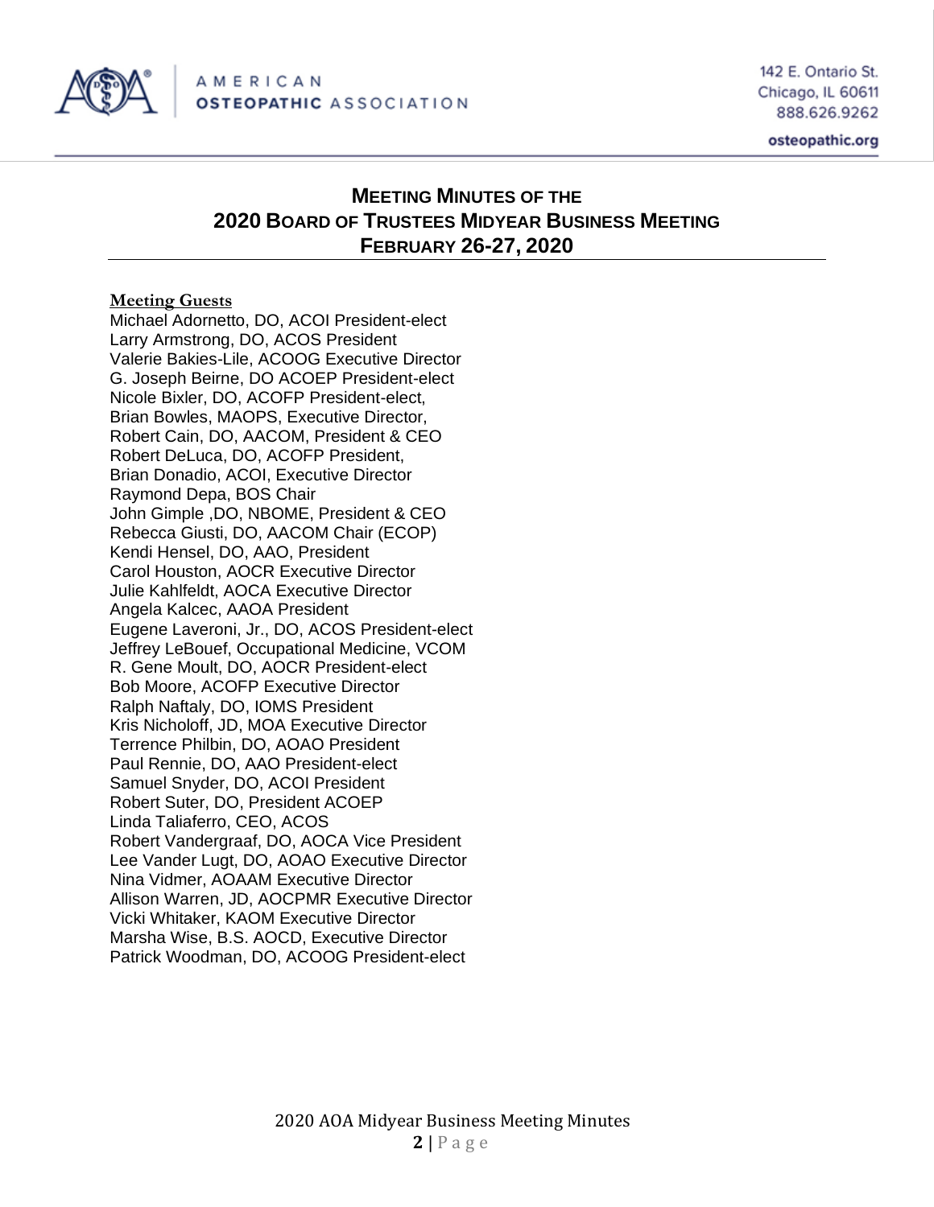# Meeting Minutes of the 2020 Board of Trustees Midyear Business Meeting February 26-27, 2020

**Meeting Guests**

Michael Adornetto, DO, ACOI President-elect
Larry Armstrong, DO, ACOS President
Valerie Bakies-Lile, ACOOG Executive Director
G. Joseph Beirne, DO ACOEP President-elect
Nicole Bixler, DO, ACOFP President-elect,
Brian Bowles, MAOPS, Executive Director,
Robert Cain, DO, AACOM, President & CEO
Robert DeLuca, DO, ACOFP President,
Brian Donadio, ACOI, Executive Director
Raymond Depa, BOS Chair
John Gimple ,DO, NBOME, President & CEO
Rebecca Giusti, DO, AACOM Chair (ECOP)
Kendi Hensel, DO, AAO, President
Carol Houston, AOCR Executive Director
Julie Kahlfeldt, AOCA Executive Director
Angela Kalcec, AAOA President
Eugene Laveroni, Jr., DO, ACOS President-elect
Jeffrey LeBouef, Occupational Medicine, VCOM
R. Gene Moult, DO, AOCR President-elect
Bob Moore, ACOFP Executive Director
Ralph Naftaly, DO, IOMS President
Kris Nicholoff, JD, MOA Executive Director
Terrence Philbin, DO, AOAO President
Paul Rennie, DO, AAO President-elect
Samuel Snyder, DO, ACOI President
Robert Suter, DO, President ACOEP
Linda Taliaferro, CEO, ACOS
Robert Vandergraaf, DO, AOCA Vice President
Lee Vander Lugt, DO, AOAO Executive Director
Nina Vidmer, AOAAM Executive Director
Allison Warren, JD, AOCPMR Executive Director
Vicki Whitaker, KAOM Executive Director
Marsha Wise, B.S. AOCD, Executive Director
Patrick Woodman, DO, ACOOG President-elect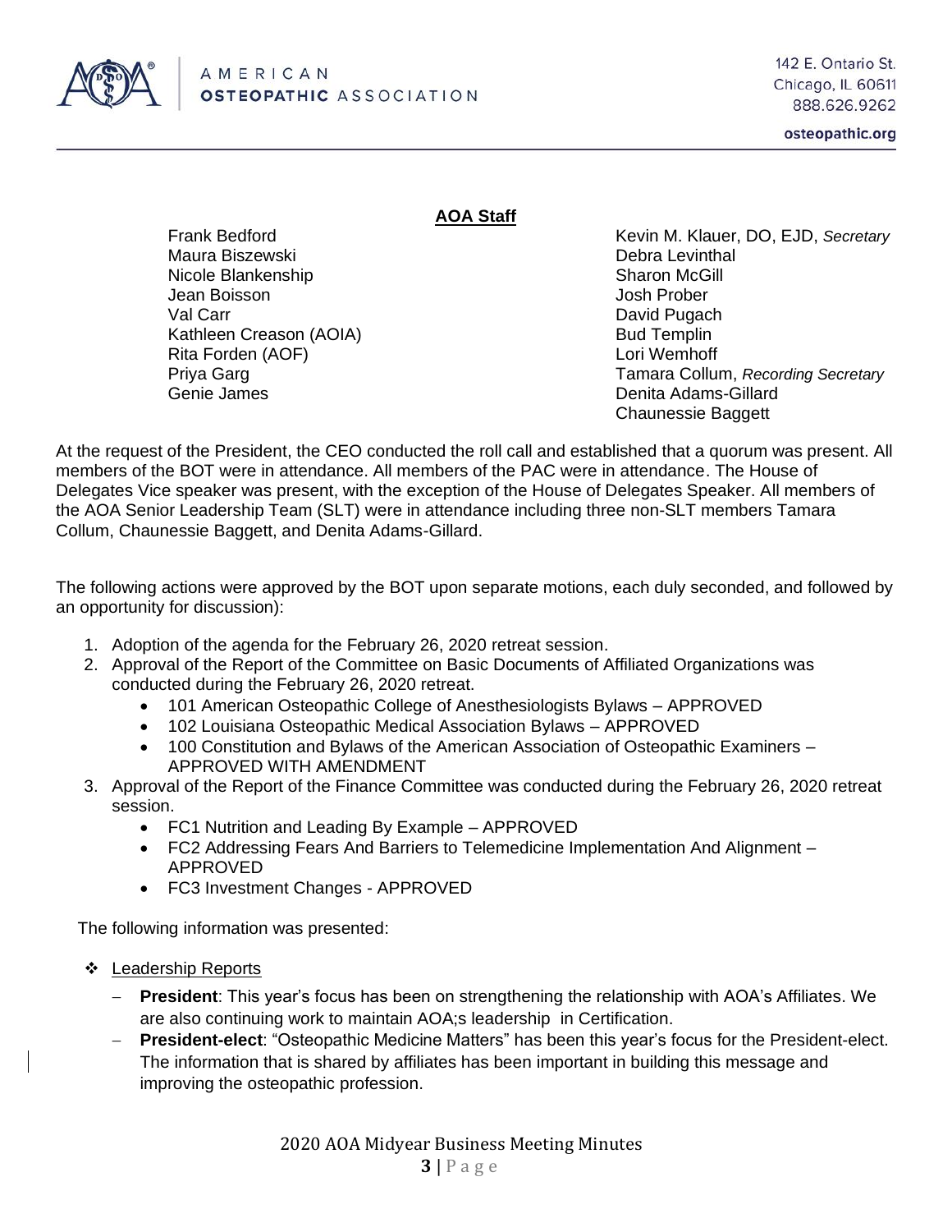## AOA Staff

Frank Bedford
Maura Biszewski
Nicole Blankenship
Jean Boisson
Val Carr
Kathleen Creason (AOIA)
Rita Forden (AOF)
Priya Garg
Genie James
Kevin M. Klauer, DO, EJD, *Secretary*
Debra Levinthal
Sharon McGill
Josh Prober
David Pugach
Bud Templin
Lori Wemhoff
Tamara Collum, *Recording Secretary*
Denita Adams-Gillard
Chaunessie Baggett

At the request of the President, the CEO conducted the roll call and established that a quorum was present. All members of the BOT were in attendance. All members of the PAC were in attendance. The House of Delegates Vice speaker was present, with the exception of the House of Delegates Speaker. All members of the AOA Senior Leadership Team (SLT) were in attendance including three non-SLT members Tamara Collum, Chaunessie Baggett, and Denita Adams-Gillard.

The following actions were approved by the BOT upon separate motions, each duly seconded, and followed by an opportunity for discussion):

1. Adoption of the agenda for the February 26, 2020 retreat session.
2. Approval of the Report of the Committee on Basic Documents of Affiliated Organizations was conducted during the February 26, 2020 retreat.
   - 101 American Osteopathic College of Anesthesiologists Bylaws – APPROVED
   - 102 Louisiana Osteopathic Medical Association Bylaws – APPROVED
   - 100 Constitution and Bylaws of the American Association of Osteopathic Examiners – APPROVED WITH AMENDMENT
3. Approval of the Report of the Finance Committee was conducted during the February 26, 2020 retreat session.
   - FC1 Nutrition and Leading By Example – APPROVED
   - FC2 Addressing Fears And Barriers to Telemedicine Implementation And Alignment – APPROVED
   - FC3 Investment Changes - APPROVED

The following information was presented:

- Leadership Reports
  - **President**: This year's focus has been on strengthening the relationship with AOA's Affiliates. We are also continuing work to maintain AOA;s leadership in Certification.
  - **President-elect**: "Osteopathic Medicine Matters" has been this year's focus for the President-elect. The information that is shared by affiliates has been important in building this message and improving the osteopathic profession.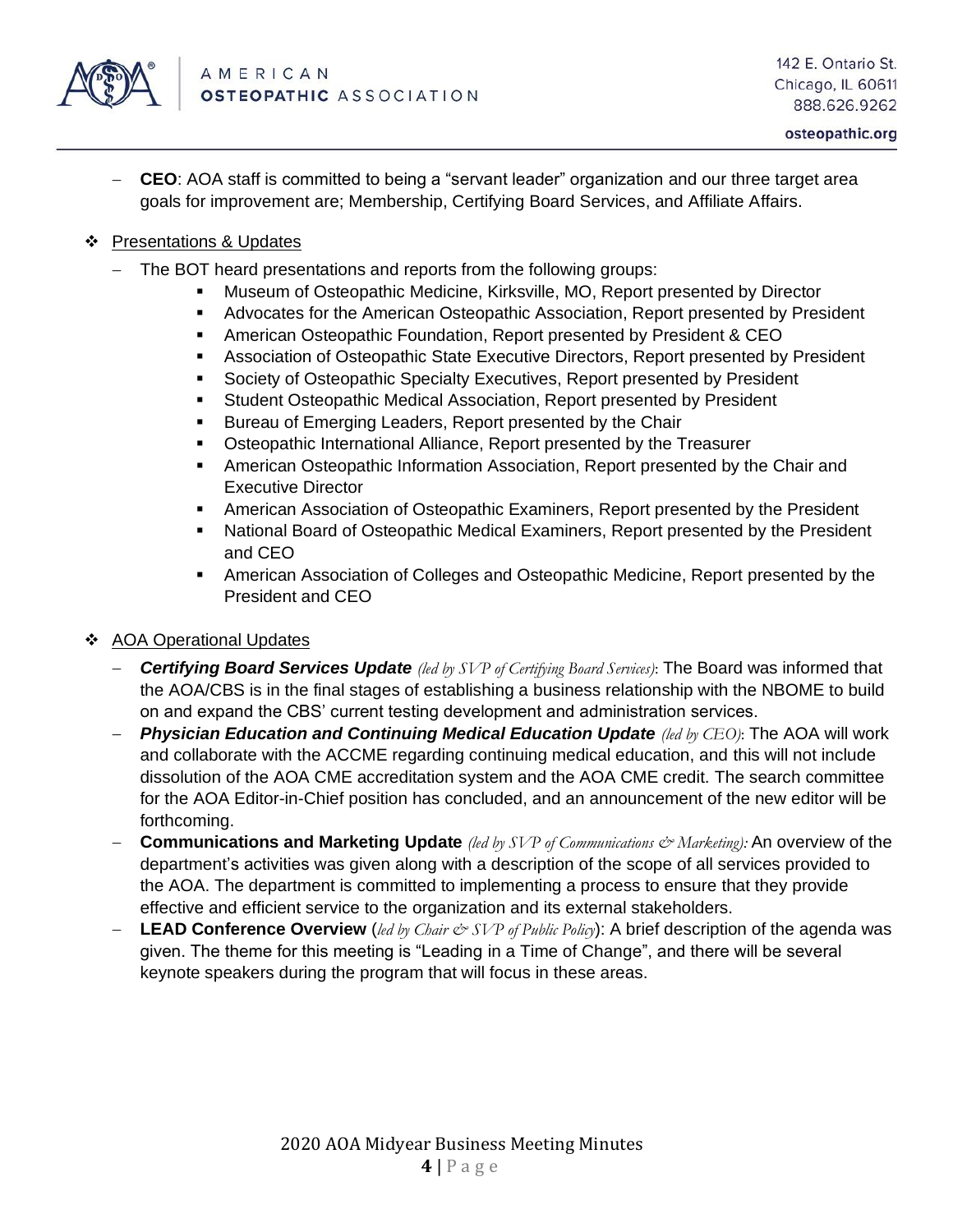- **CEO**: AOA staff is committed to being a "servant leader" organization and our three target area goals for improvement are; Membership, Certifying Board Services, and Affiliate Affairs.

❖ <u>Presentations & Updates</u>

- The BOT heard presentations and reports from the following groups:
  - Museum of Osteopathic Medicine, Kirksville, MO, Report presented by Director
  - Advocates for the American Osteopathic Association, Report presented by President
  - American Osteopathic Foundation, Report presented by President & CEO
  - Association of Osteopathic State Executive Directors, Report presented by President
  - Society of Osteopathic Specialty Executives, Report presented by President
  - Student Osteopathic Medical Association, Report presented by President
  - Bureau of Emerging Leaders, Report presented by the Chair
  - Osteopathic International Alliance, Report presented by the Treasurer
  - American Osteopathic Information Association, Report presented by the Chair and Executive Director
  - American Association of Osteopathic Examiners, Report presented by the President
  - National Board of Osteopathic Medical Examiners, Report presented by the President and CEO
  - American Association of Colleges and Osteopathic Medicine, Report presented by the President and CEO

❖ <u>AOA Operational Updates</u>

- ***Certifying Board Services Update*** *(led by SVP of Certifying Board Services)*: The Board was informed that the AOA/CBS is in the final stages of establishing a business relationship with the NBOME to build on and expand the CBS' current testing development and administration services.
- ***Physician Education and Continuing Medical Education Update*** *(led by CEO)*: The AOA will work and collaborate with the ACCME regarding continuing medical education, and this will not include dissolution of the AOA CME accreditation system and the AOA CME credit. The search committee for the AOA Editor-in-Chief position has concluded, and an announcement of the new editor will be forthcoming.
- **Communications and Marketing Update** *(led by SVP of Communications & Marketing):* An overview of the department's activities was given along with a description of the scope of all services provided to the AOA. The department is committed to implementing a process to ensure that they provide effective and efficient service to the organization and its external stakeholders.
- **LEAD Conference Overview** (*led by Chair & SVP of Public Policy*): A brief description of the agenda was given. The theme for this meeting is "Leading in a Time of Change", and there will be several keynote speakers during the program that will focus in these areas.